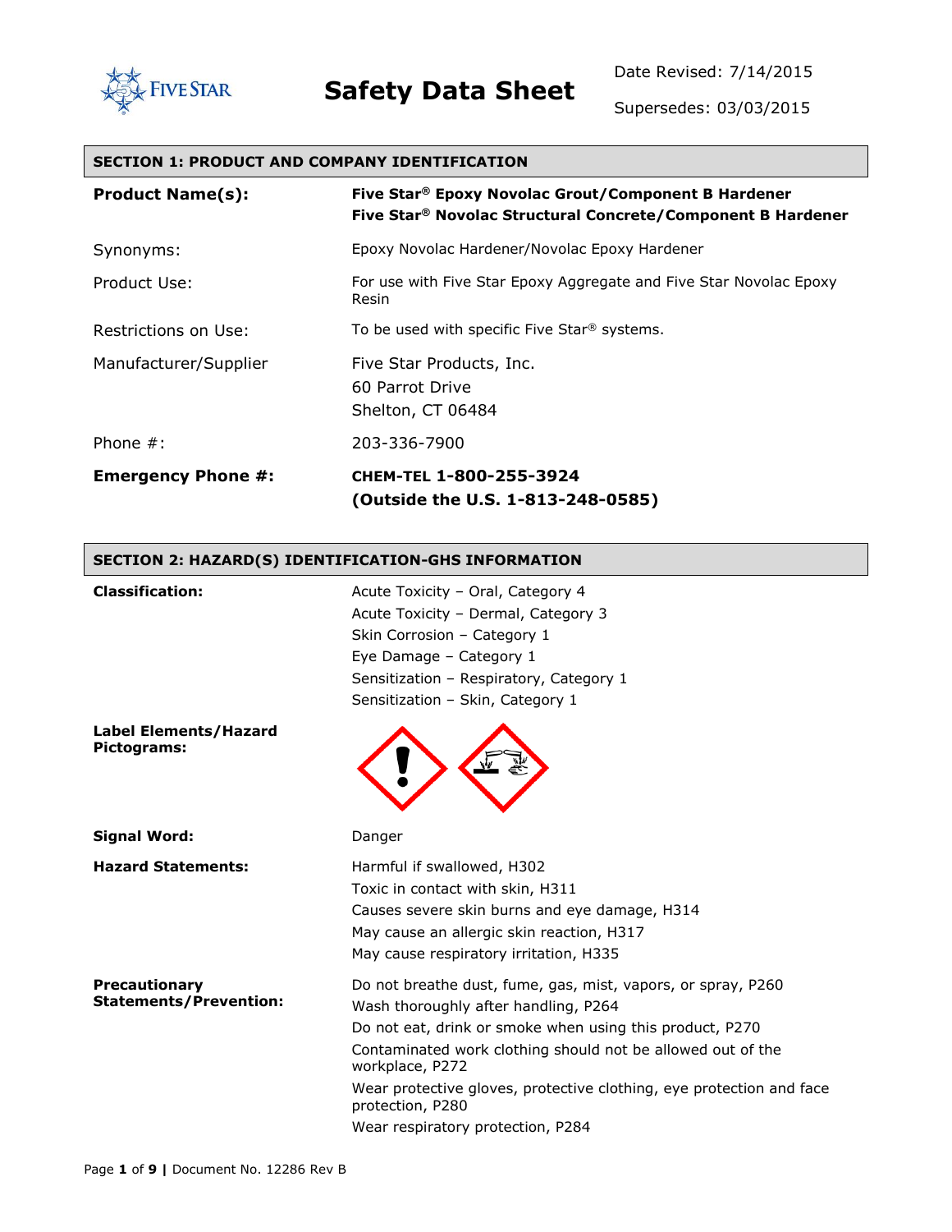FIVE STAR

# Safety Data Sheet

Date Revised: 7/14/2015

Supersedes: 03/03/2015

## SECTION 1: PRODUCT AND COMPANY IDENTIFICATION

| | |
|---|---|
| **Product Name(s):** | **Five Star® Epoxy Novolac Grout/Component B Hardener**<br>**Five Star® Novolac Structural Concrete/Component B Hardener** |
| Synonyms: | Epoxy Novolac Hardener/Novolac Epoxy Hardener |
| Product Use: | For use with Five Star Epoxy Aggregate and Five Star Novolac Epoxy Resin |
| Restrictions on Use: | To be used with specific Five Star® systems. |
| Manufacturer/Supplier | Five Star Products, Inc.<br>60 Parrot Drive<br>Shelton, CT 06484 |
| Phone #: | 203-336-7900 |
| **Emergency Phone #:** | **CHEM-TEL 1-800-255-3924**<br>**(Outside the U.S. 1-813-248-0585)** |

## SECTION 2: HAZARD(S) IDENTIFICATION-GHS INFORMATION

| | |
|---|---|
| **Classification:** | Acute Toxicity – Oral, Category 4<br>Acute Toxicity – Dermal, Category 3<br>Skin Corrosion – Category 1<br>Eye Damage – Category 1<br>Sensitization – Respiratory, Category 1<br>Sensitization – Skin, Category 1 |
| **Label Elements/Hazard Pictograms:** | |
| **Signal Word:** | Danger |
| **Hazard Statements:** | Harmful if swallowed, H302<br>Toxic in contact with skin, H311<br>Causes severe skin burns and eye damage, H314<br>May cause an allergic skin reaction, H317<br>May cause respiratory irritation, H335 |
| **Precautionary Statements/Prevention:** | Do not breathe dust, fume, gas, mist, vapors, or spray, P260<br>Wash thoroughly after handling, P264<br>Do not eat, drink or smoke when using this product, P270<br>Contaminated work clothing should not be allowed out of the workplace, P272<br>Wear protective gloves, protective clothing, eye protection and face protection, P280<br>Wear respiratory protection, P284 |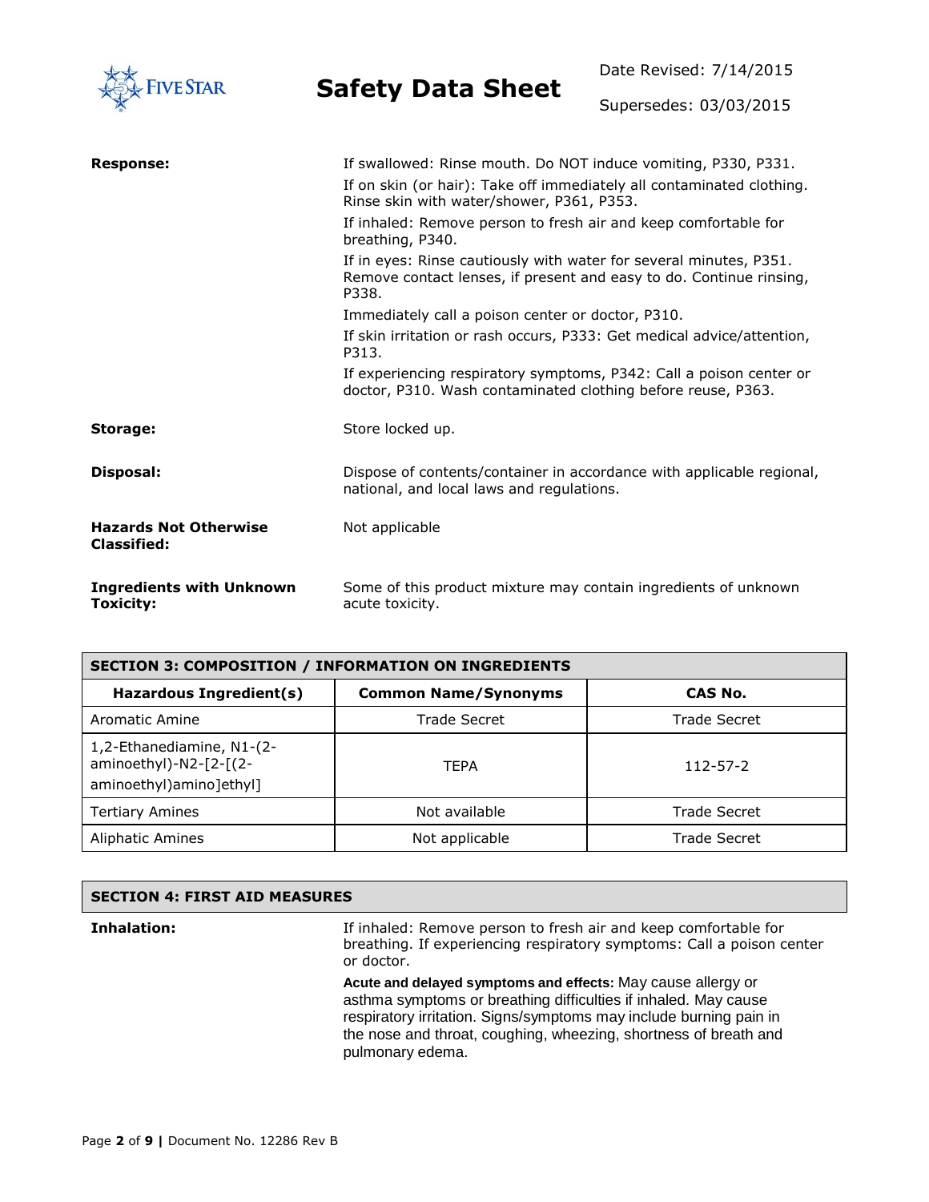**Response:**

If swallowed: Rinse mouth. Do NOT induce vomiting, P330, P331.

If on skin (or hair): Take off immediately all contaminated clothing. Rinse skin with water/shower, P361, P353.

If inhaled: Remove person to fresh air and keep comfortable for breathing, P340.

If in eyes: Rinse cautiously with water for several minutes, P351. Remove contact lenses, if present and easy to do. Continue rinsing, P338.

Immediately call a poison center or doctor, P310.

If skin irritation or rash occurs, P333: Get medical advice/attention, P313.

If experiencing respiratory symptoms, P342: Call a poison center or doctor, P310. Wash contaminated clothing before reuse, P363.

**Storage:** Store locked up.

**Disposal:** Dispose of contents/container in accordance with applicable regional, national, and local laws and regulations.

**Hazards Not Otherwise Classified:** Not applicable

**Ingredients with Unknown Toxicity:** Some of this product mixture may contain ingredients of unknown acute toxicity.

## SECTION 3: COMPOSITION / INFORMATION ON INGREDIENTS

| Hazardous Ingredient(s) | Common Name/Synonyms | CAS No. |
|---|---|---|
| Aromatic Amine | Trade Secret | Trade Secret |
| 1,2-Ethanediamine, N1-(2-aminoethyl)-N2-[2-[(2-aminoethyl)amino]ethyl] | TEPA | 112-57-2 |
| Tertiary Amines | Not available | Trade Secret |
| Aliphatic Amines | Not applicable | Trade Secret |

## SECTION 4: FIRST AID MEASURES

**Inhalation:**

If inhaled: Remove person to fresh air and keep comfortable for breathing. If experiencing respiratory symptoms: Call a poison center or doctor.

**Acute and delayed symptoms and effects:** May cause allergy or asthma symptoms or breathing difficulties if inhaled. May cause respiratory irritation. Signs/symptoms may include burning pain in the nose and throat, coughing, wheezing, shortness of breath and pulmonary edema.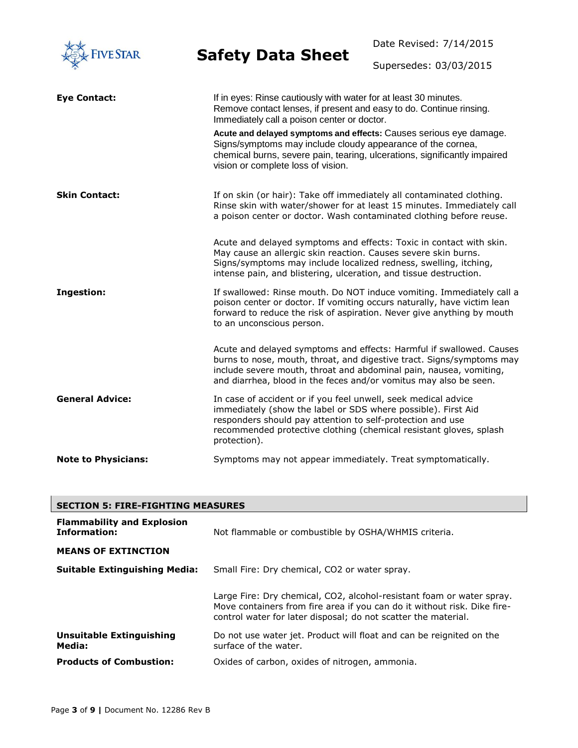**Eye Contact:** If in eyes: Rinse cautiously with water for at least 30 minutes. Remove contact lenses, if present and easy to do. Continue rinsing. Immediately call a poison center or doctor.

**Acute and delayed symptoms and effects:** Causes serious eye damage. Signs/symptoms may include cloudy appearance of the cornea, chemical burns, severe pain, tearing, ulcerations, significantly impaired vision or complete loss of vision.

**Skin Contact:** If on skin (or hair): Take off immediately all contaminated clothing. Rinse skin with water/shower for at least 15 minutes. Immediately call a poison center or doctor. Wash contaminated clothing before reuse.

Acute and delayed symptoms and effects: Toxic in contact with skin. May cause an allergic skin reaction. Causes severe skin burns. Signs/symptoms may include localized redness, swelling, itching, intense pain, and blistering, ulceration, and tissue destruction.

**Ingestion:** If swallowed: Rinse mouth. Do NOT induce vomiting. Immediately call a poison center or doctor. If vomiting occurs naturally, have victim lean forward to reduce the risk of aspiration. Never give anything by mouth to an unconscious person.

Acute and delayed symptoms and effects: Harmful if swallowed. Causes burns to nose, mouth, throat, and digestive tract. Signs/symptoms may include severe mouth, throat and abdominal pain, nausea, vomiting, and diarrhea, blood in the feces and/or vomitus may also be seen.

**General Advice:** In case of accident or if you feel unwell, seek medical advice immediately (show the label or SDS where possible). First Aid responders should pay attention to self-protection and use recommended protective clothing (chemical resistant gloves, splash protection).

**Note to Physicians:** Symptoms may not appear immediately. Treat symptomatically.

## SECTION 5: FIRE-FIGHTING MEASURES

**Flammability and Explosion Information:** Not flammable or combustible by OSHA/WHMIS criteria.

**MEANS OF EXTINCTION**

**Suitable Extinguishing Media:** Small Fire: Dry chemical, $CO_2$ or water spray.

Large Fire: Dry chemical, $CO_2$, alcohol-resistant foam or water spray. Move containers from fire area if you can do it without risk. Dike fire-control water for later disposal; do not scatter the material.

**Unsuitable Extinguishing Media:** Do not use water jet. Product will float and can be reignited on the surface of the water.

**Products of Combustion:** Oxides of carbon, oxides of nitrogen, ammonia.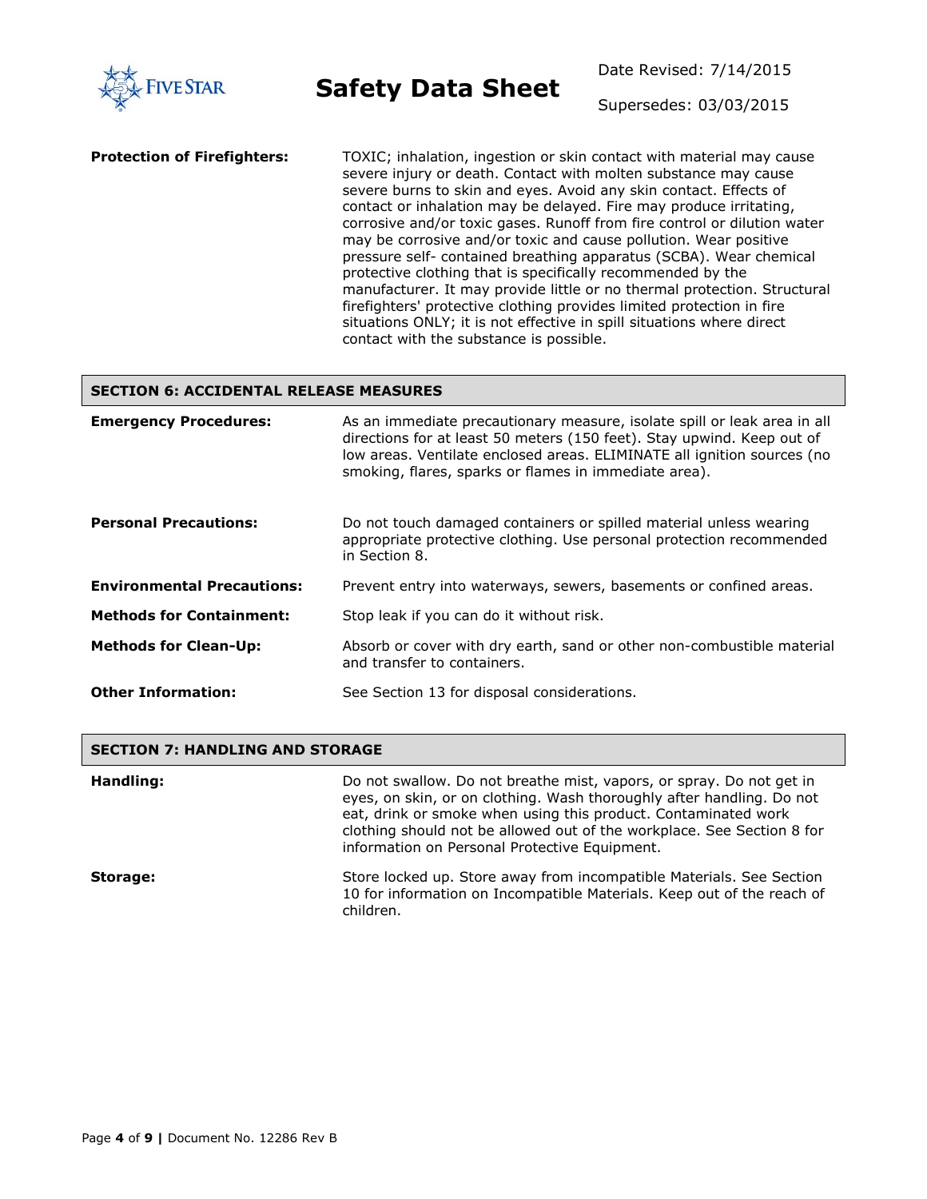**Protection of Firefighters:** TOXIC; inhalation, ingestion or skin contact with material may cause severe injury or death. Contact with molten substance may cause severe burns to skin and eyes. Avoid any skin contact. Effects of contact or inhalation may be delayed. Fire may produce irritating, corrosive and/or toxic gases. Runoff from fire control or dilution water may be corrosive and/or toxic and cause pollution. Wear positive pressure self- contained breathing apparatus (SCBA). Wear chemical protective clothing that is specifically recommended by the manufacturer. It may provide little or no thermal protection. Structural firefighters' protective clothing provides limited protection in fire situations ONLY; it is not effective in spill situations where direct contact with the substance is possible.

## SECTION 6: ACCIDENTAL RELEASE MEASURES

**Emergency Procedures:** As an immediate precautionary measure, isolate spill or leak area in all directions for at least 50 meters (150 feet). Stay upwind. Keep out of low areas. Ventilate enclosed areas. ELIMINATE all ignition sources (no smoking, flares, sparks or flames in immediate area).

**Personal Precautions:** Do not touch damaged containers or spilled material unless wearing appropriate protective clothing. Use personal protection recommended in Section 8.

**Environmental Precautions:** Prevent entry into waterways, sewers, basements or confined areas.

**Methods for Containment:** Stop leak if you can do it without risk.

**Methods for Clean-Up:** Absorb or cover with dry earth, sand or other non-combustible material and transfer to containers.

**Other Information:** See Section 13 for disposal considerations.

## SECTION 7: HANDLING AND STORAGE

**Handling:** Do not swallow. Do not breathe mist, vapors, or spray. Do not get in eyes, on skin, or on clothing. Wash thoroughly after handling. Do not eat, drink or smoke when using this product. Contaminated work clothing should not be allowed out of the workplace. See Section 8 for information on Personal Protective Equipment.

**Storage:** Store locked up. Store away from incompatible Materials. See Section 10 for information on Incompatible Materials. Keep out of the reach of children.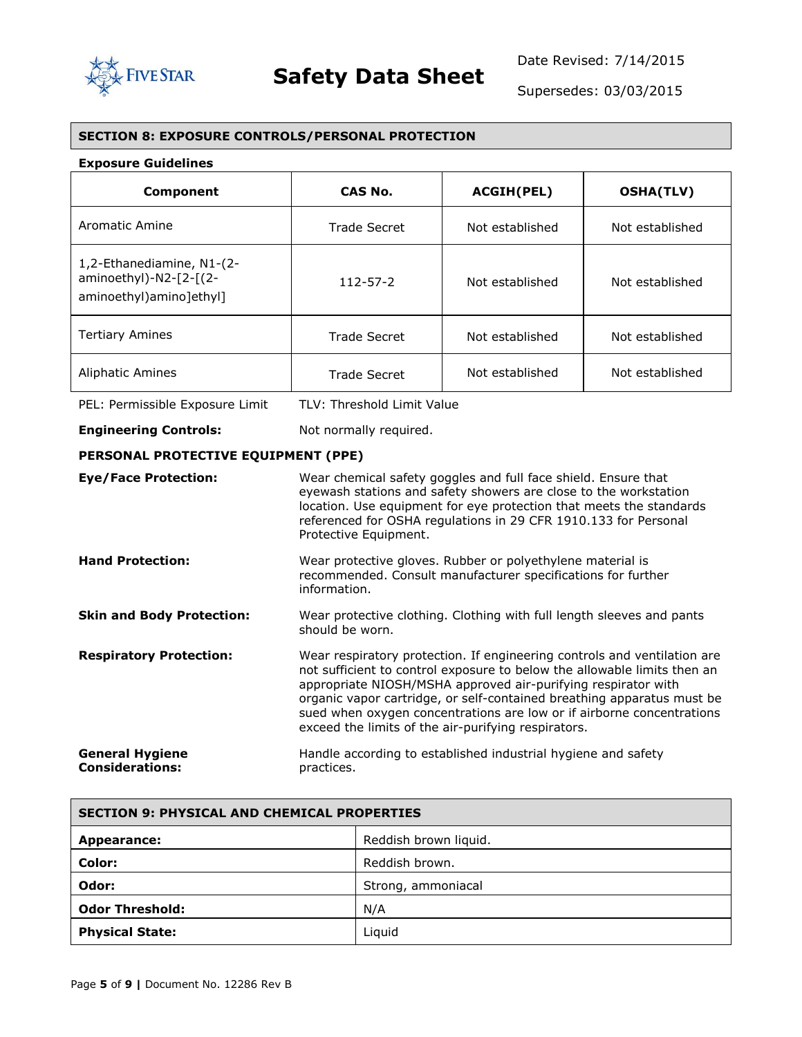## SECTION 8: EXPOSURE CONTROLS/PERSONAL PROTECTION

**Exposure Guidelines**

| Component | CAS No. | ACGIH(PEL) | OSHA(TLV) |
|---|---|---|---|
| Aromatic Amine | Trade Secret | Not established | Not established |
| 1,2-Ethanediamine, N1-(2-aminoethyl)-N2-[2-[(2-aminoethyl)amino]ethyl] | 112-57-2 | Not established | Not established |
| Tertiary Amines | Trade Secret | Not established | Not established |
| Aliphatic Amines | Trade Secret | Not established | Not established |

PEL: Permissible Exposure Limit TLV: Threshold Limit Value

**Engineering Controls:** Not normally required.

### PERSONAL PROTECTIVE EQUIPMENT (PPE)

**Eye/Face Protection:** Wear chemical safety goggles and full face shield. Ensure that eyewash stations and safety showers are close to the workstation location. Use equipment for eye protection that meets the standards referenced for OSHA regulations in 29 CFR 1910.133 for Personal Protective Equipment.

**Hand Protection:** Wear protective gloves. Rubber or polyethylene material is recommended. Consult manufacturer specifications for further information.

**Skin and Body Protection:** Wear protective clothing. Clothing with full length sleeves and pants should be worn.

**Respiratory Protection:** Wear respiratory protection. If engineering controls and ventilation are not sufficient to control exposure to below the allowable limits then an appropriate NIOSH/MSHA approved air-purifying respirator with organic vapor cartridge, or self-contained breathing apparatus must be sued when oxygen concentrations are low or if airborne concentrations exceed the limits of the air-purifying respirators.

**General Hygiene Considerations:** Handle according to established industrial hygiene and safety practices.

## SECTION 9: PHYSICAL AND CHEMICAL PROPERTIES

| | |
|---|---|
| **Appearance:** | Reddish brown liquid. |
| **Color:** | Reddish brown. |
| **Odor:** | Strong, ammoniacal |
| **Odor Threshold:** | N/A |
| **Physical State:** | Liquid |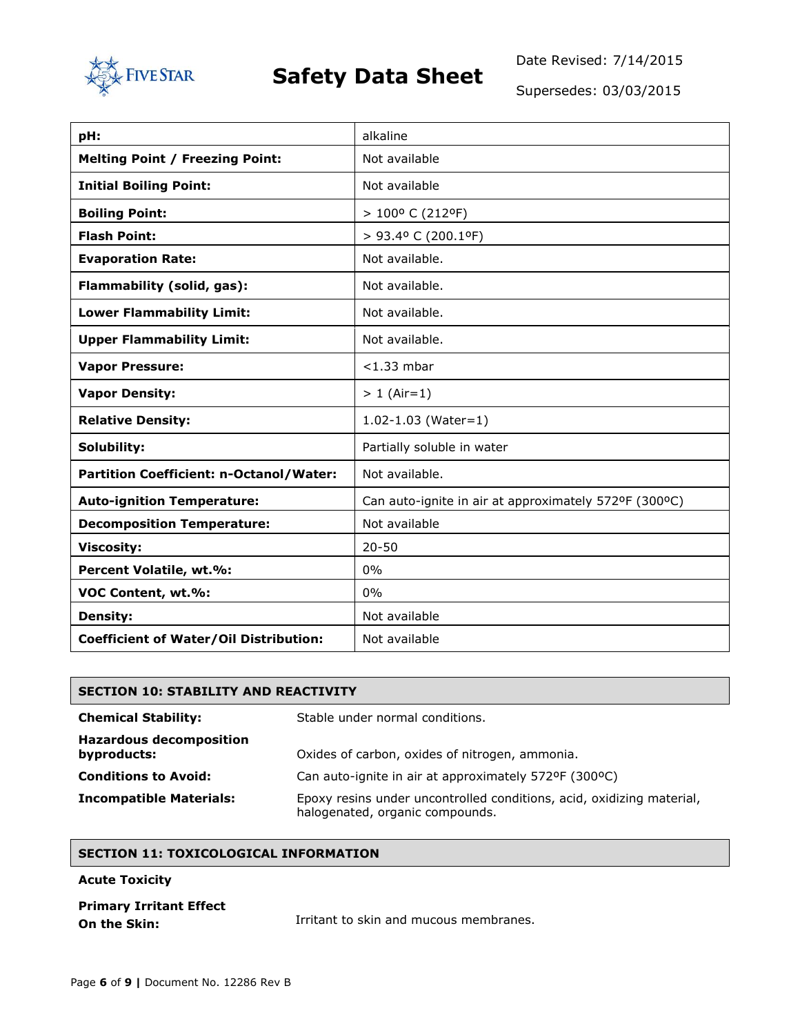| | |
|---|---|
| **pH:** | alkaline |
| **Melting Point / Freezing Point:** | Not available |
| **Initial Boiling Point:** | Not available |
| **Boiling Point:** | > 100º C (212ºF) |
| **Flash Point:** | > 93.4º C (200.1ºF) |
| **Evaporation Rate:** | Not available. |
| **Flammability (solid, gas):** | Not available. |
| **Lower Flammability Limit:** | Not available. |
| **Upper Flammability Limit:** | Not available. |
| **Vapor Pressure:** | <1.33 mbar |
| **Vapor Density:** | > 1 (Air=1) |
| **Relative Density:** | 1.02-1.03 (Water=1) |
| **Solubility:** | Partially soluble in water |
| **Partition Coefficient: n-Octanol/Water:** | Not available. |
| **Auto-ignition Temperature:** | Can auto-ignite in air at approximately 572ºF (300ºC) |
| **Decomposition Temperature:** | Not available |
| **Viscosity:** | 20-50 |
| **Percent Volatile, wt.%:** | 0% |
| **VOC Content, wt.%:** | 0% |
| **Density:** | Not available |
| **Coefficient of Water/Oil Distribution:** | Not available |

## SECTION 10: STABILITY AND REACTIVITY

**Chemical Stability:** Stable under normal conditions.

**Hazardous decomposition byproducts:** Oxides of carbon, oxides of nitrogen, ammonia.

**Conditions to Avoid:** Can auto-ignite in air at approximately 572ºF (300ºC)

**Incompatible Materials:** Epoxy resins under uncontrolled conditions, acid, oxidizing material, halogenated, organic compounds.

## SECTION 11: TOXICOLOGICAL INFORMATION

**Acute Toxicity**

**Primary Irritant Effect On the Skin:** Irritant to skin and mucous membranes.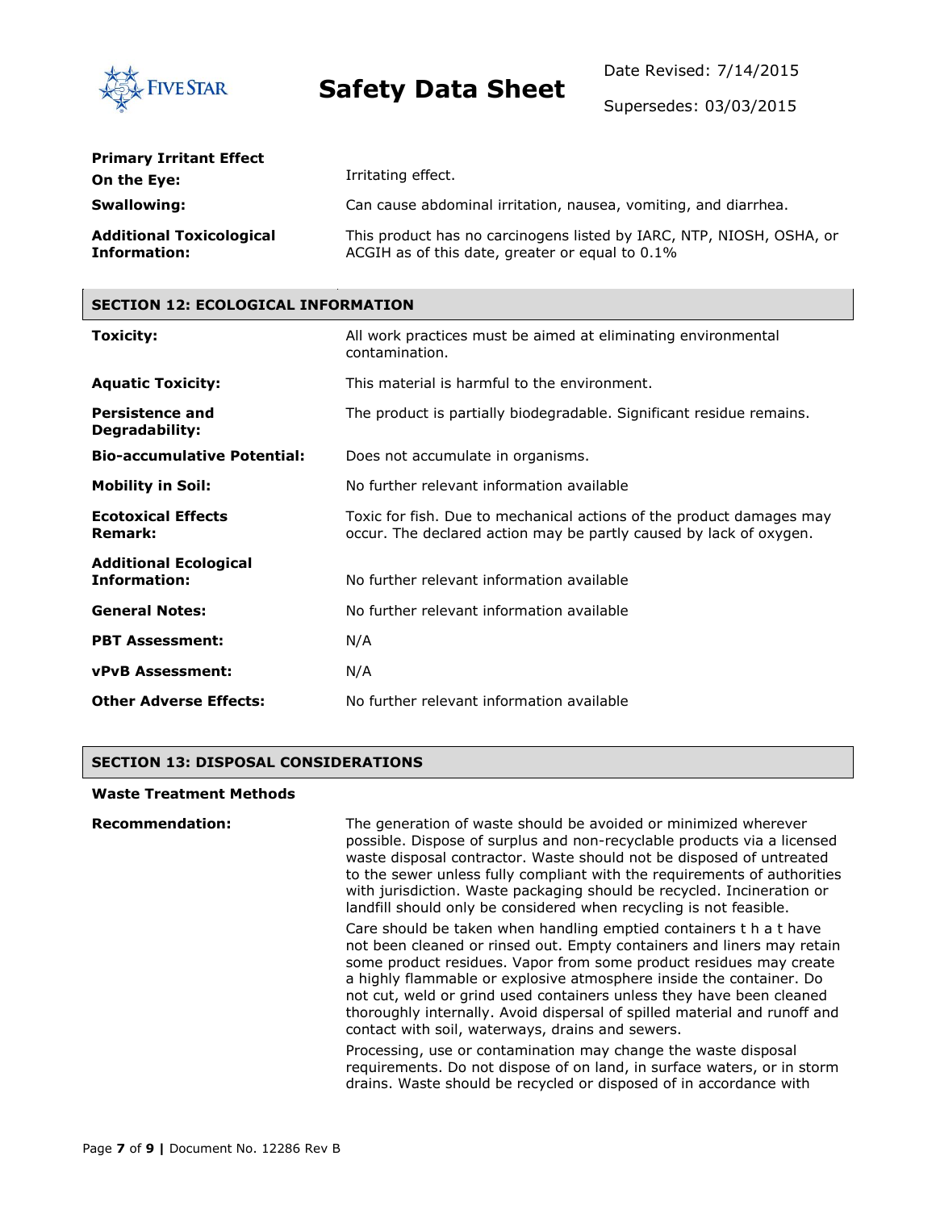**Primary Irritant Effect**

| | |
|---|---|
| **On the Eye:** | Irritating effect. |
| **Swallowing:** | Can cause abdominal irritation, nausea, vomiting, and diarrhea. |
| **Additional Toxicological Information:** | This product has no carcinogens listed by IARC, NTP, NIOSH, OSHA, or ACGIH as of this date, greater or equal to 0.1% |

## SECTION 12: ECOLOGICAL INFORMATION

| | |
|---|---|
| **Toxicity:** | All work practices must be aimed at eliminating environmental contamination. |
| **Aquatic Toxicity:** | This material is harmful to the environment. |
| **Persistence and Degradability:** | The product is partially biodegradable. Significant residue remains. |
| **Bio-accumulative Potential:** | Does not accumulate in organisms. |
| **Mobility in Soil:** | No further relevant information available |
| **Ecotoxical Effects Remark:** | Toxic for fish. Due to mechanical actions of the product damages may occur. The declared action may be partly caused by lack of oxygen. |
| **Additional Ecological Information:** | No further relevant information available |
| **General Notes:** | No further relevant information available |
| **PBT Assessment:** | N/A |
| **vPvB Assessment:** | N/A |
| **Other Adverse Effects:** | No further relevant information available |

## SECTION 13: DISPOSAL CONSIDERATIONS

**Waste Treatment Methods**

**Recommendation:**

The generation of waste should be avoided or minimized wherever possible. Dispose of surplus and non-recyclable products via a licensed waste disposal contractor. Waste should not be disposed of untreated to the sewer unless fully compliant with the requirements of authorities with jurisdiction. Waste packaging should be recycled. Incineration or landfill should only be considered when recycling is not feasible.

Care should be taken when handling emptied containers that have not been cleaned or rinsed out. Empty containers and liners may retain some product residues. Vapor from some product residues may create a highly flammable or explosive atmosphere inside the container. Do not cut, weld or grind used containers unless they have been cleaned thoroughly internally. Avoid dispersal of spilled material and runoff and contact with soil, waterways, drains and sewers.

Processing, use or contamination may change the waste disposal requirements. Do not dispose of on land, in surface waters, or in storm drains. Waste should be recycled or disposed of in accordance with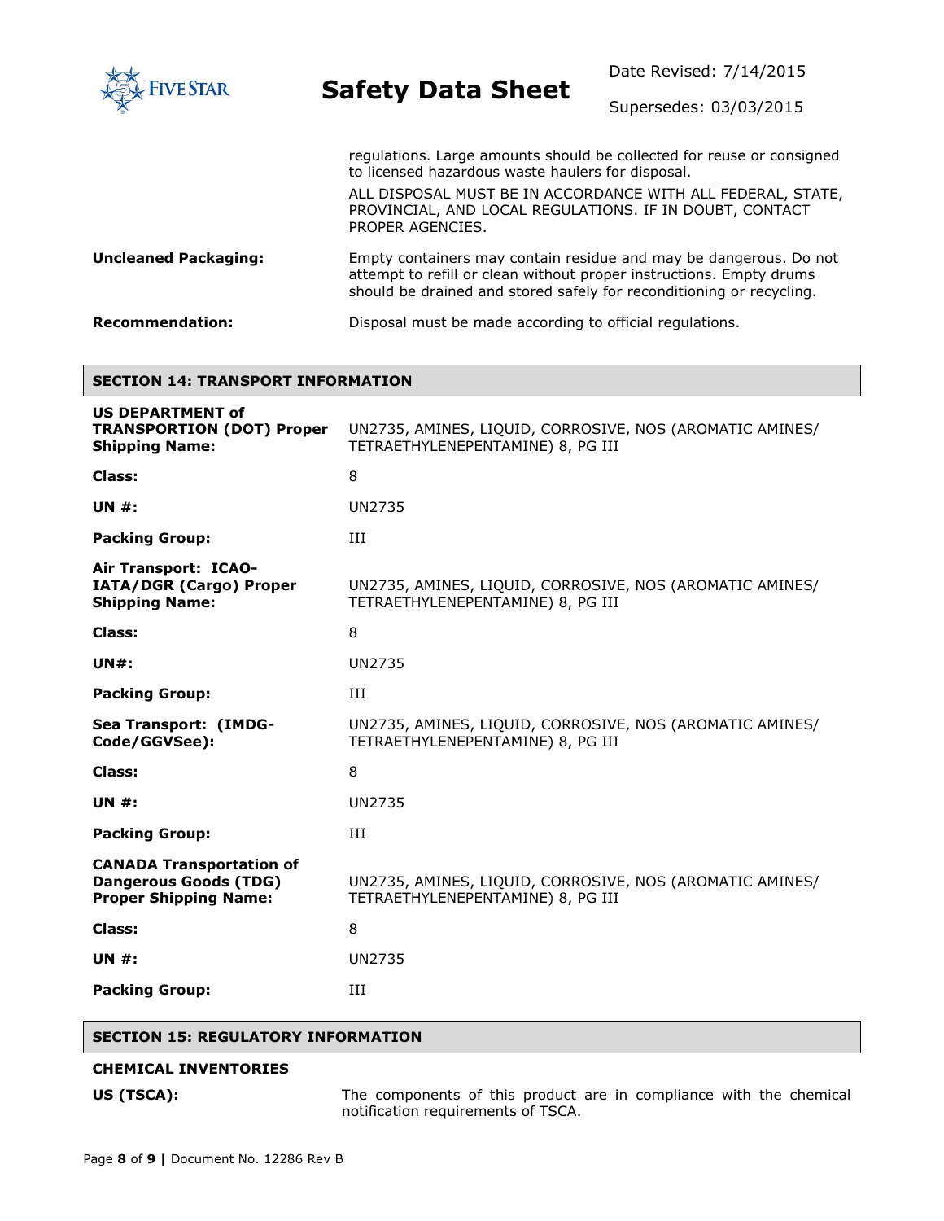regulations. Large amounts should be collected for reuse or consigned to licensed hazardous waste haulers for disposal.

ALL DISPOSAL MUST BE IN ACCORDANCE WITH ALL FEDERAL, STATE, PROVINCIAL, AND LOCAL REGULATIONS. IF IN DOUBT, CONTACT PROPER AGENCIES.

**Uncleaned Packaging:** Empty containers may contain residue and may be dangerous. Do not attempt to refill or clean without proper instructions. Empty drums should be drained and stored safely for reconditioning or recycling.

**Recommendation:** Disposal must be made according to official regulations.

## SECTION 14: TRANSPORT INFORMATION

| | |
|---|---|
| **US DEPARTMENT of TRANSPORTION (DOT) Proper Shipping Name:** | UN2735, AMINES, LIQUID, CORROSIVE, NOS (AROMATIC AMINES/ TETRAETHYLENEPENTAMINE) 8, PG III |
| **Class:** | 8 |
| **UN #:** | UN2735 |
| **Packing Group:** | III |
| **Air Transport: ICAO-IATA/DGR (Cargo) Proper Shipping Name:** | UN2735, AMINES, LIQUID, CORROSIVE, NOS (AROMATIC AMINES/ TETRAETHYLENEPENTAMINE) 8, PG III |
| **Class:** | 8 |
| **UN#:** | UN2735 |
| **Packing Group:** | III |
| **Sea Transport: (IMDG-Code/GGVSee):** | UN2735, AMINES, LIQUID, CORROSIVE, NOS (AROMATIC AMINES/ TETRAETHYLENEPENTAMINE) 8, PG III |
| **Class:** | 8 |
| **UN #:** | UN2735 |
| **Packing Group:** | III |
| **CANADA Transportation of Dangerous Goods (TDG) Proper Shipping Name:** | UN2735, AMINES, LIQUID, CORROSIVE, NOS (AROMATIC AMINES/ TETRAETHYLENEPENTAMINE) 8, PG III |
| **Class:** | 8 |
| **UN #:** | UN2735 |
| **Packing Group:** | III |

## SECTION 15: REGULATORY INFORMATION

**CHEMICAL INVENTORIES**

**US (TSCA):** The components of this product are in compliance with the chemical notification requirements of TSCA.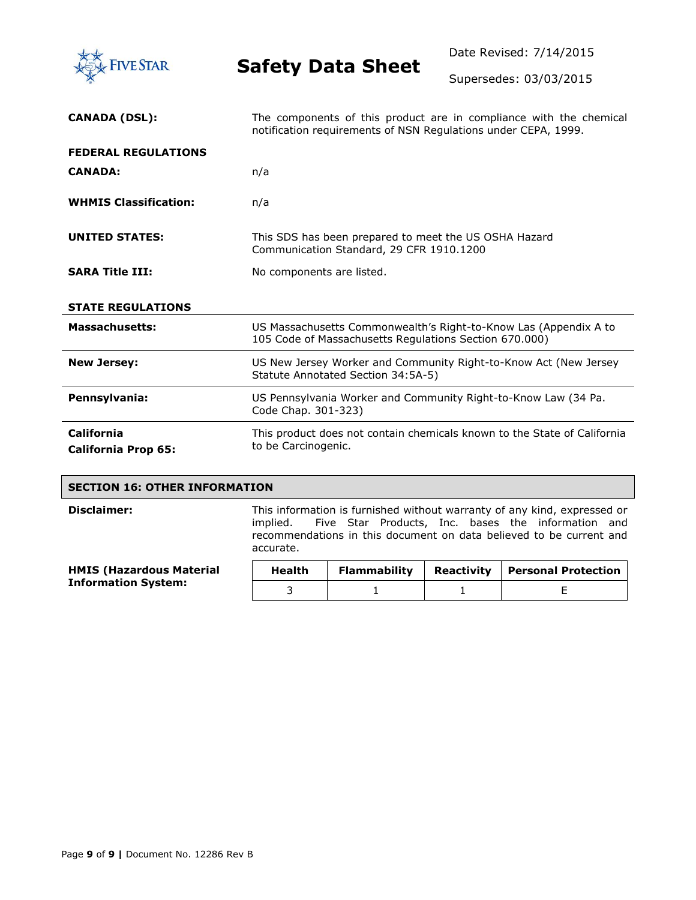| | |
|---|---|
| **CANADA (DSL):** | The components of this product are in compliance with the chemical notification requirements of NSN Regulations under CEPA, 1999. |

**FEDERAL REGULATIONS**

| | |
|---|---|
| **CANADA:** | n/a |
| **WHMIS Classification:** | n/a |
| **UNITED STATES:** | This SDS has been prepared to meet the US OSHA Hazard Communication Standard, 29 CFR 1910.1200 |
| **SARA Title III:** | No components are listed. |

**STATE REGULATIONS**

| | |
|---|---|
| **Massachusetts:** | US Massachusetts Commonwealth's Right-to-Know Las (Appendix A to 105 Code of Massachusetts Regulations Section 670.000) |
| **New Jersey:** | US New Jersey Worker and Community Right-to-Know Act (New Jersey Statute Annotated Section 34:5A-5) |
| **Pennsylvania:** | US Pennsylvania Worker and Community Right-to-Know Law (34 Pa. Code Chap. 301-323) |
| **California**<br>**California Prop 65:** | This product does not contain chemicals known to the State of California to be Carcinogenic. |

## SECTION 16: OTHER INFORMATION

**Disclaimer:** This information is furnished without warranty of any kind, expressed or implied. Five Star Products, Inc. bases the information and recommendations in this document on data believed to be current and accurate.

**HMIS (Hazardous Material Information System:**

| Health | Flammability | Reactivity | Personal Protection |
|---|---|---|---|
| 3 | 1 | 1 | E |